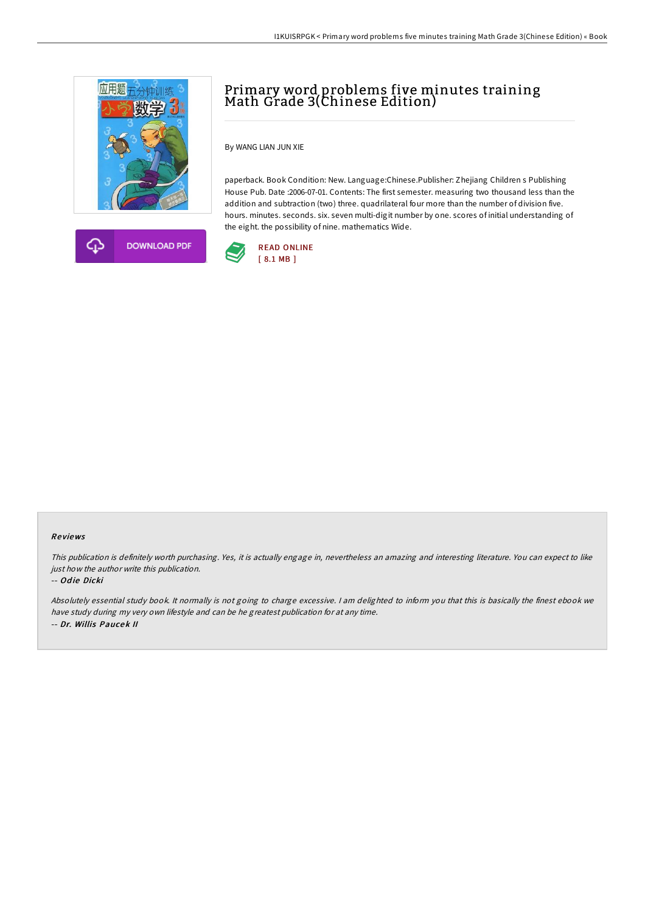# Primary word problems five minutes training Math Grade 3(Chinese Edition)

By WANG LIAN JUN XIE

paperback. Book Condition: New. Language:Chinese.Publisher: Zhejiang Children s Publishing House Pub. Date :2006-07-01. Contents: The first semester. measuring two thousand less than the addition and subtraction (two) three. quadrilateral four more than the number of division five. hours. minutes. seconds. six. seven multi-digit number by one. scores of initial understanding of the eight. the possibility of nine. mathematics Wide.

DOWNLOAD PDF

READ ONLINE
[ 8.1 MB ]

## Reviews

*This publication is definitely worth purchasing. Yes, it is actually engage in, nevertheless an amazing and interesting literature. You can expect to like just how the author write this publication.*

-- *Odie Dicki*

*Absolutely essential study book. It normally is not going to charge excessive. I am delighted to inform you that this is basically the finest ebook we have study during my very own lifestyle and can be he greatest publication for at any time.*

-- *Dr. Willis Paucek II*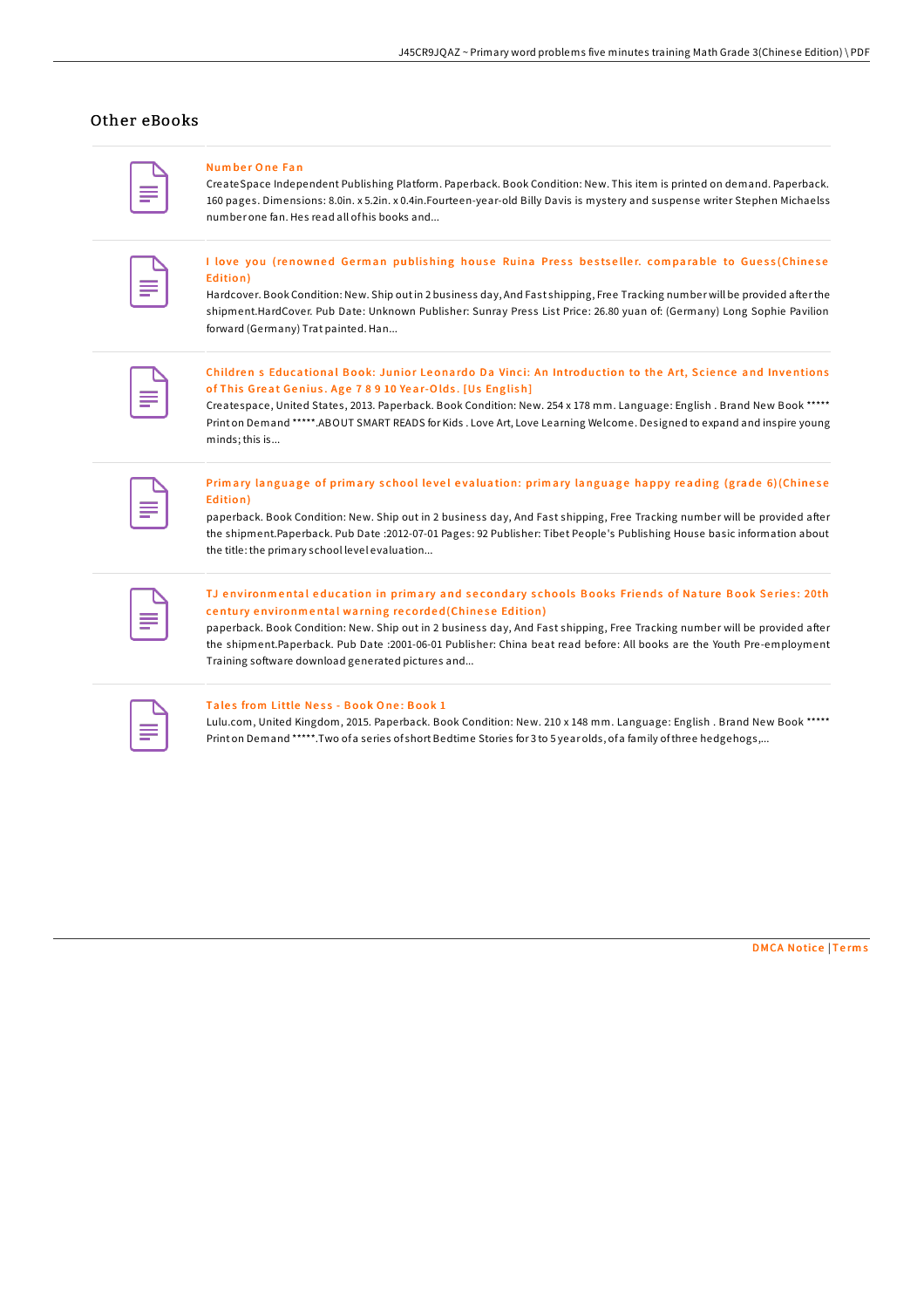## Other eBooks

### Number One Fan

CreateSpace Independent Publishing Platform. Paperback. Book Condition: New. This item is printed on demand. Paperback. 160 pages. Dimensions: 8.0in. x 5.2in. x 0.4in.Fourteen-year-old Billy Davis is mystery and suspense writer Stephen Michaelss number one fan. Hes read all of his books and...

### I love you (renowned German publishing house Ruina Press bestseller. comparable to Guess(Chinese Edition)

Hardcover. Book Condition: New. Ship out in 2 business day, And Fast shipping, Free Tracking number will be provided after the shipment.HardCover. Pub Date: Unknown Publisher: Sunray Press List Price: 26.80 yuan of: (Germany) Long Sophie Pavilion forward (Germany) Trat painted. Han...

### Children s Educational Book: Junior Leonardo Da Vinci: An Introduction to the Art, Science and Inventions of This Great Genius. Age 7 8 9 10 Year-Olds. [Us English]

Createspace, United States, 2013. Paperback. Book Condition: New. 254 x 178 mm. Language: English . Brand New Book ***** Print on Demand *****.ABOUT SMART READS for Kids . Love Art, Love Learning Welcome. Designed to expand and inspire young minds; this is...

### Primary language of primary school level evaluation: primary language happy reading (grade 6)(Chinese Edition)

paperback. Book Condition: New. Ship out in 2 business day, And Fast shipping, Free Tracking number will be provided after the shipment.Paperback. Pub Date :2012-07-01 Pages: 92 Publisher: Tibet People's Publishing House basic information about the title: the primary school level evaluation...

### TJ environmental education in primary and secondary schools Books Friends of Nature Book Series: 20th century environmental warning recorded(Chinese Edition)

paperback. Book Condition: New. Ship out in 2 business day, And Fast shipping, Free Tracking number will be provided after the shipment.Paperback. Pub Date :2001-06-01 Publisher: China beat read before: All books are the Youth Pre-employment Training software download generated pictures and...

### Tales from Little Ness - Book One: Book 1

Lulu.com, United Kingdom, 2015. Paperback. Book Condition: New. 210 x 148 mm. Language: English . Brand New Book ***** Print on Demand *****.Two of a series of short Bedtime Stories for 3 to 5 year olds, of a family of three hedgehogs,...

DMCA Notice | Terms